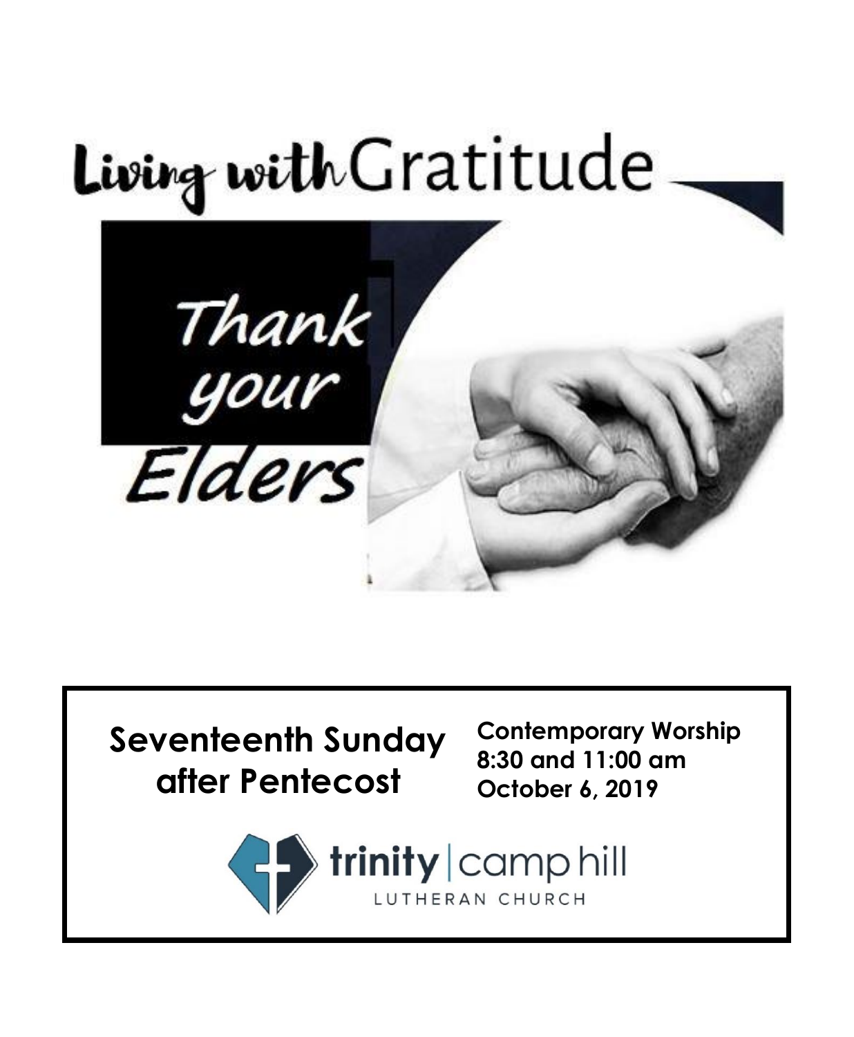# Living with Gratitude

## Thank your Elders

**Seventeenth Sunday after Pentecost**

**Contemporary Worship**
**8:30 and 11:00 am**
**October 6, 2019**

trinity | camp hill
LUTHERAN CHURCH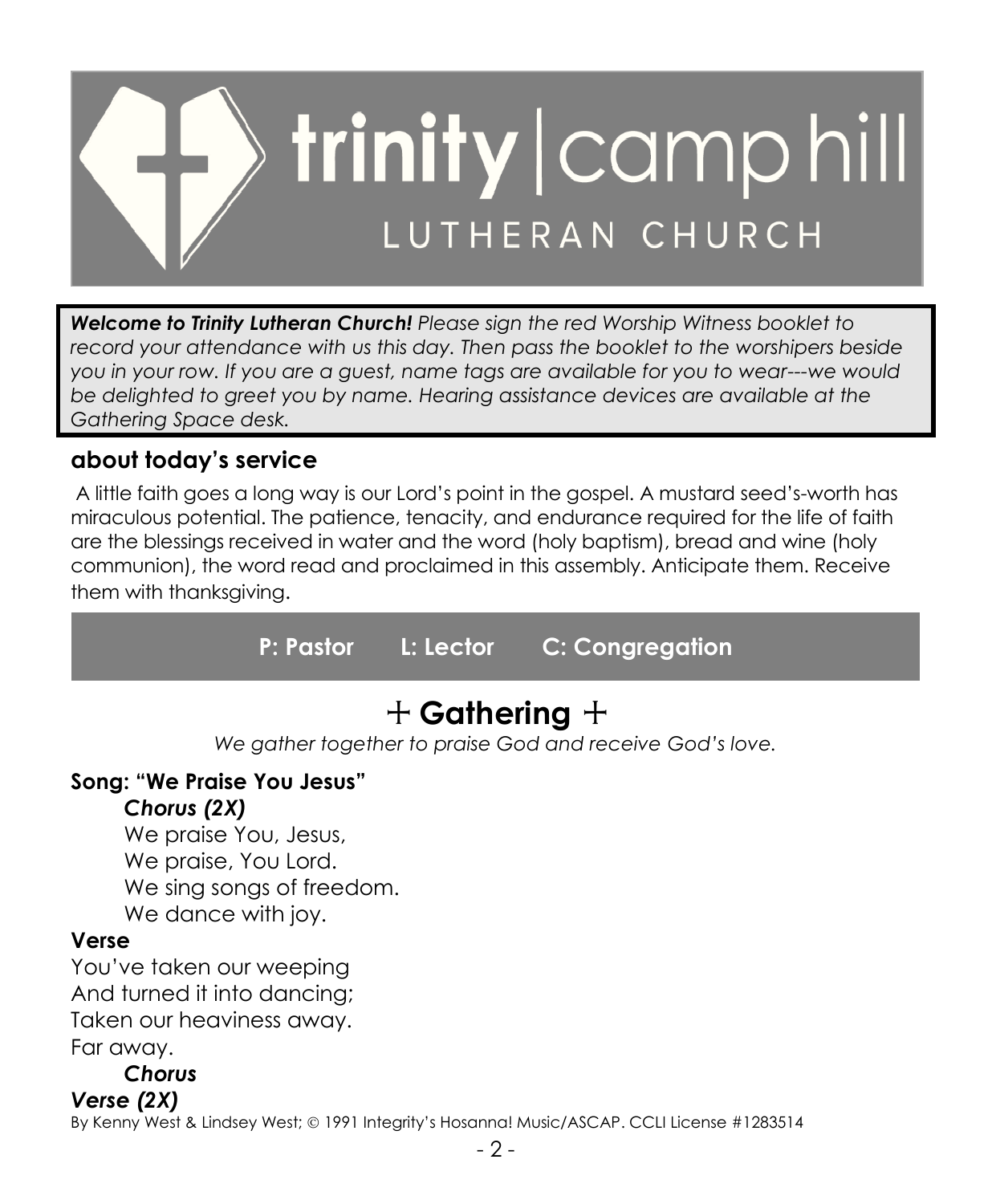# trinity | camp hill

## LUTHERAN CHURCH

***Welcome to Trinity Lutheran Church!*** *Please sign the red Worship Witness booklet to record your attendance with us this day. Then pass the booklet to the worshipers beside you in your row. If you are a guest, name tags are available for you to wear---we would be delighted to greet you by name. Hearing assistance devices are available at the Gathering Space desk.*

## about today's service

A little faith goes a long way is our Lord's point in the gospel. A mustard seed's-worth has miraculous potential. The patience, tenacity, and endurance required for the life of faith are the blessings received in water and the word (holy baptism), bread and wine (holy communion), the word read and proclaimed in this assembly. Anticipate them. Receive them with thanksgiving.

**P: Pastor L: Lector C: Congregation**

# ☩ Gathering ☩

*We gather together to praise God and receive God's love.*

**Song: "We Praise You Jesus"**

***Chorus (2X)***

We praise You, Jesus,
We praise, You Lord.
We sing songs of freedom.
We dance with joy.

**Verse**

You've taken our weeping
And turned it into dancing;
Taken our heaviness away.
Far away.

***Chorus***

***Verse (2X)***

By Kenny West & Lindsey West; © 1991 Integrity's Hosanna! Music/ASCAP. CCLI License #1283514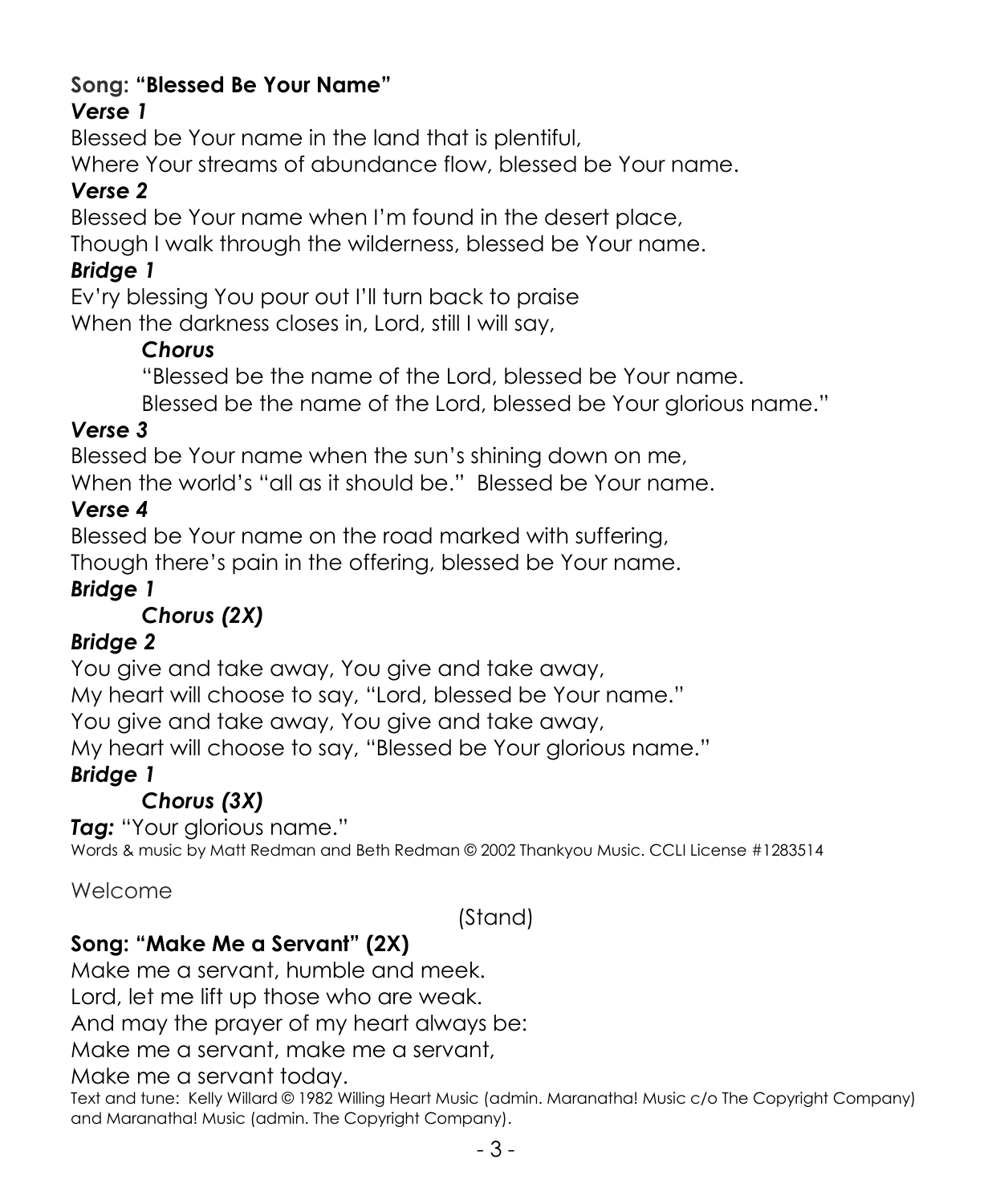**Song: "Blessed Be Your Name"**

***Verse 1***

Blessed be Your name in the land that is plentiful,
Where Your streams of abundance flow, blessed be Your name.

***Verse 2***

Blessed be Your name when I'm found in the desert place,
Though I walk through the wilderness, blessed be Your name.

***Bridge 1***

Ev'ry blessing You pour out I'll turn back to praise
When the darkness closes in, Lord, still I will say,

> ***Chorus***
>
> "Blessed be the name of the Lord, blessed be Your name.
> Blessed be the name of the Lord, blessed be Your glorious name."

***Verse 3***

Blessed be Your name when the sun's shining down on me,
When the world's "all as it should be." Blessed be Your name.

***Verse 4***

Blessed be Your name on the road marked with suffering,
Though there's pain in the offering, blessed be Your name.

***Bridge 1***

> ***Chorus (2X)***

***Bridge 2***

You give and take away, You give and take away,
My heart will choose to say, "Lord, blessed be Your name."
You give and take away, You give and take away,
My heart will choose to say, "Blessed be Your glorious name."

***Bridge 1***

> ***Chorus (3X)***

***Tag:*** "Your glorious name."

Words & music by Matt Redman and Beth Redman © 2002 Thankyou Music. CCLI License #1283514

Welcome

(Stand)

**Song: "Make Me a Servant" (2X)**

Make me a servant, humble and meek.
Lord, let me lift up those who are weak.
And may the prayer of my heart always be:
Make me a servant, make me a servant,
Make me a servant today.

Text and tune: Kelly Willard © 1982 Willing Heart Music (admin. Maranatha! Music c/o The Copyright Company) and Maranatha! Music (admin. The Copyright Company).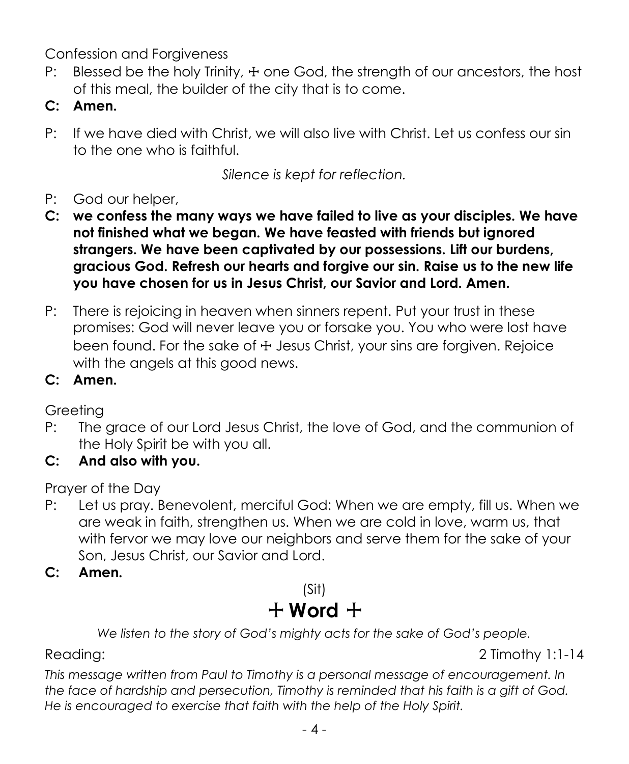Confession and Forgiveness

P: Blessed be the holy Trinity, ☩ one God, the strength of our ancestors, the host of this meal, the builder of the city that is to come.

**C: Amen.**

P: If we have died with Christ, we will also live with Christ. Let us confess our sin to the one who is faithful.

*Silence is kept for reflection.*

P: God our helper,

**C: we confess the many ways we have failed to live as your disciples. We have not finished what we began. We have feasted with friends but ignored strangers. We have been captivated by our possessions. Lift our burdens, gracious God. Refresh our hearts and forgive our sin. Raise us to the new life you have chosen for us in Jesus Christ, our Savior and Lord. Amen.**

P: There is rejoicing in heaven when sinners repent. Put your trust in these promises: God will never leave you or forsake you. You who were lost have been found. For the sake of ☩ Jesus Christ, your sins are forgiven. Rejoice with the angels at this good news.

**C: Amen.**

Greeting

P: The grace of our Lord Jesus Christ, the love of God, and the communion of the Holy Spirit be with you all.

**C: And also with you.**

Prayer of the Day

P: Let us pray. Benevolent, merciful God: When we are empty, fill us. When we are weak in faith, strengthen us. When we are cold in love, warm us, that with fervor we may love our neighbors and serve them for the sake of your Son, Jesus Christ, our Savior and Lord.

**C: Amen.**

(Sit)

## + Word +

*We listen to the story of God's mighty acts for the sake of God's people.*

Reading: 2 Timothy 1:1-14

*This message written from Paul to Timothy is a personal message of encouragement. In the face of hardship and persecution, Timothy is reminded that his faith is a gift of God. He is encouraged to exercise that faith with the help of the Holy Spirit.*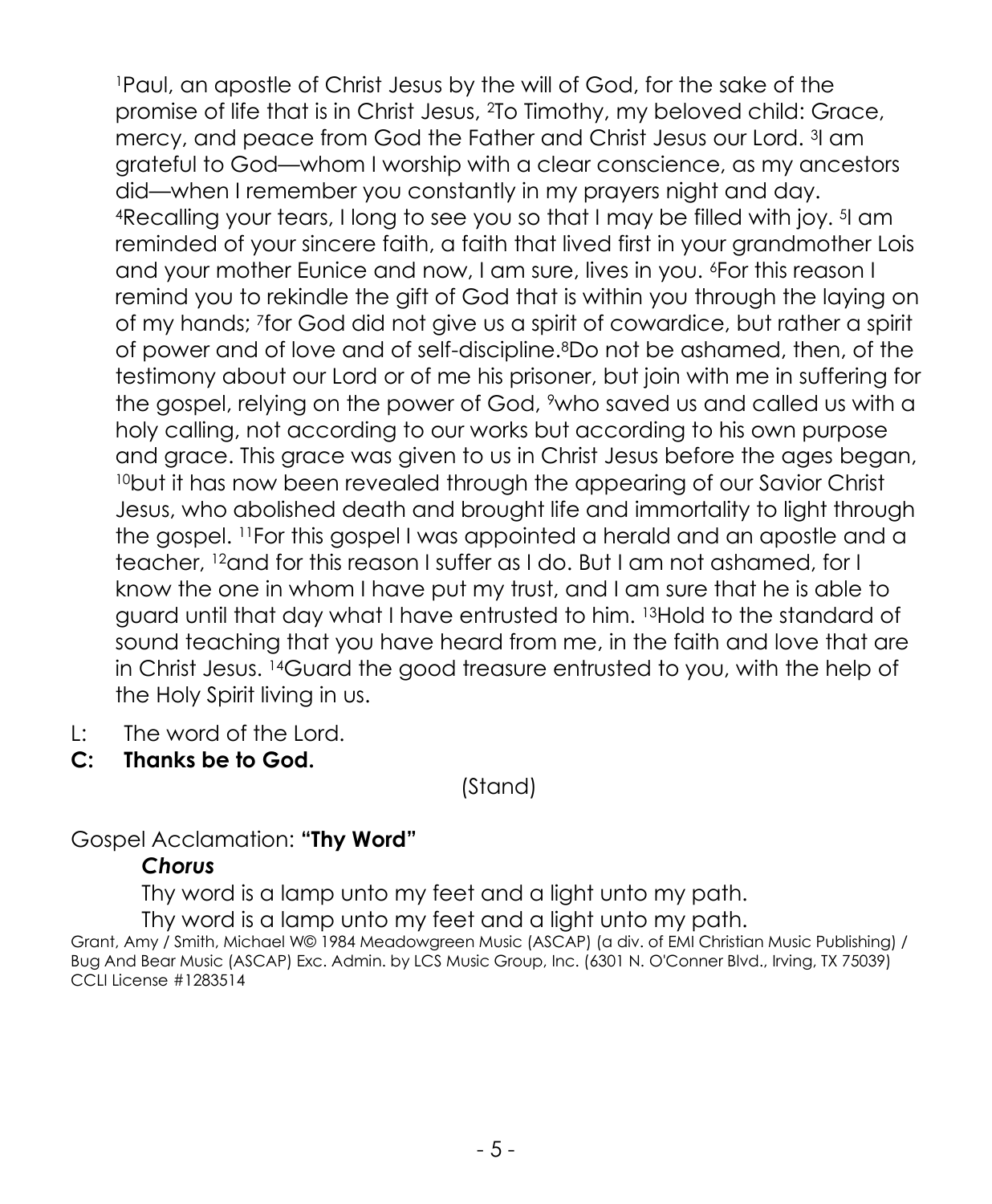[1]Paul, an apostle of Christ Jesus by the will of God, for the sake of the promise of life that is in Christ Jesus, [2]To Timothy, my beloved child: Grace, mercy, and peace from God the Father and Christ Jesus our Lord. [3]I am grateful to God—whom I worship with a clear conscience, as my ancestors did—when I remember you constantly in my prayers night and day. [4]Recalling your tears, I long to see you so that I may be filled with joy. [5]I am reminded of your sincere faith, a faith that lived first in your grandmother Lois and your mother Eunice and now, I am sure, lives in you. [6]For this reason I remind you to rekindle the gift of God that is within you through the laying on of my hands; [7]for God did not give us a spirit of cowardice, but rather a spirit of power and of love and of self-discipline.[8]Do not be ashamed, then, of the testimony about our Lord or of me his prisoner, but join with me in suffering for the gospel, relying on the power of God, [9]who saved us and called us with a holy calling, not according to our works but according to his own purpose and grace. This grace was given to us in Christ Jesus before the ages began, [10]but it has now been revealed through the appearing of our Savior Christ Jesus, who abolished death and brought life and immortality to light through the gospel. [11]For this gospel I was appointed a herald and an apostle and a teacher, [12]and for this reason I suffer as I do. But I am not ashamed, for I know the one in whom I have put my trust, and I am sure that he is able to guard until that day what I have entrusted to him. [13]Hold to the standard of sound teaching that you have heard from me, in the faith and love that are in Christ Jesus. [14]Guard the good treasure entrusted to you, with the help of the Holy Spirit living in us.

L: The word of the Lord.

**C: Thanks be to God.**

(Stand)

Gospel Acclamation: **"Thy Word"**

***Chorus***

Thy word is a lamp unto my feet and a light unto my path.
Thy word is a lamp unto my feet and a light unto my path.

Grant, Amy / Smith, Michael W© 1984 Meadowgreen Music (ASCAP) (a div. of EMI Christian Music Publishing) / Bug And Bear Music (ASCAP) Exc. Admin. by LCS Music Group, Inc. (6301 N. O'Conner Blvd., Irving, TX 75039) CCLI License #1283514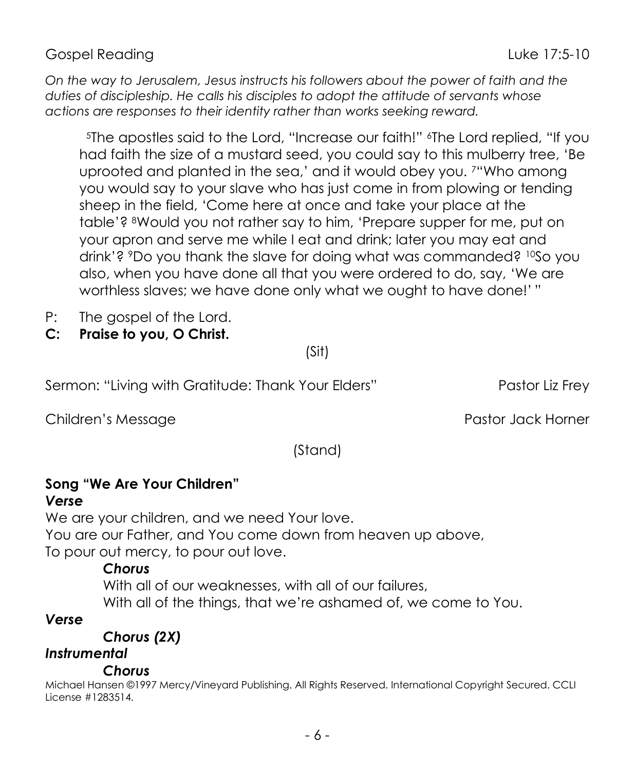Gospel Reading Luke 17:5-10

*On the way to Jerusalem, Jesus instructs his followers about the power of faith and the duties of discipleship. He calls his disciples to adopt the attitude of servants whose actions are responses to their identity rather than works seeking reward.*

> [5]The apostles said to the Lord, "Increase our faith!" [6]The Lord replied, "If you had faith the size of a mustard seed, you could say to this mulberry tree, 'Be uprooted and planted in the sea,' and it would obey you. [7]"Who among you would say to your slave who has just come in from plowing or tending sheep in the field, 'Come here at once and take your place at the table'? [8]Would you not rather say to him, 'Prepare supper for me, put on your apron and serve me while I eat and drink; later you may eat and drink'? [9]Do you thank the slave for doing what was commanded? [10]So you also, when you have done all that you were ordered to do, say, 'We are worthless slaves; we have done only what we ought to have done!' "

P: The gospel of the Lord.

**C: Praise to you, O Christ.**

(Sit)

Sermon: "Living with Gratitude: Thank Your Elders" Pastor Liz Frey

Children's Message Pastor Jack Horner

(Stand)

**Song "We Are Your Children"**

***Verse***

We are your children, and we need Your love.
You are our Father, and You come down from heaven up above,
To pour out mercy, to pour out love.

***Chorus***

With all of our weaknesses, with all of our failures,
With all of the things, that we're ashamed of, we come to You.

***Verse***

***Chorus (2X)***

***Instrumental***

***Chorus***

Michael Hansen ©1997 Mercy/Vineyard Publishing. All Rights Reserved. International Copyright Secured. CCLI License #1283514.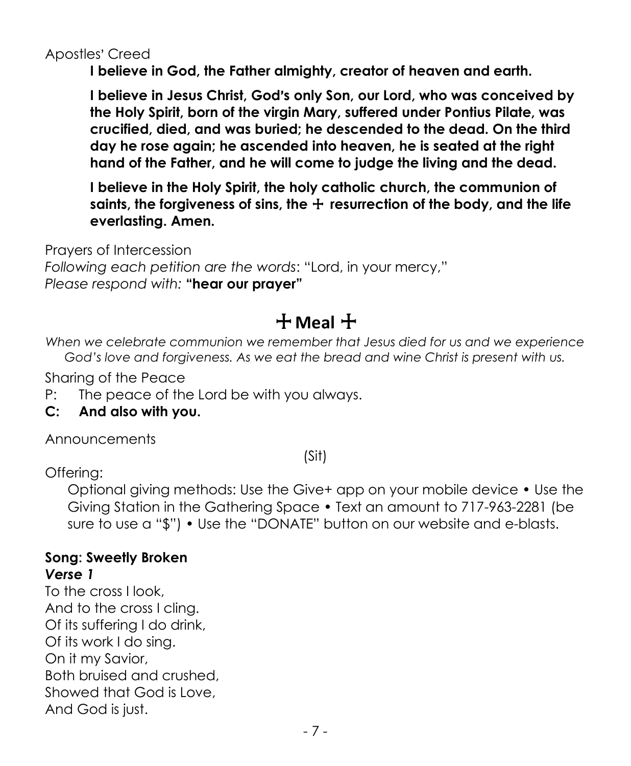Apostles' Creed

**I believe in God, the Father almighty, creator of heaven and earth.**

**I believe in Jesus Christ, God's only Son, our Lord, who was conceived by the Holy Spirit, born of the virgin Mary, suffered under Pontius Pilate, was crucified, died, and was buried; he descended to the dead. On the third day he rose again; he ascended into heaven, he is seated at the right hand of the Father, and he will come to judge the living and the dead.**

**I believe in the Holy Spirit, the holy catholic church, the communion of saints, the forgiveness of sins, the ☩ resurrection of the body, and the life everlasting. Amen.**

Prayers of Intercession

*Following each petition are the words*: "Lord, in your mercy,"
*Please respond with:* **"hear our prayer"**

## ☩ Meal ☩

*When we celebrate communion we remember that Jesus died for us and we experience God's love and forgiveness. As we eat the bread and wine Christ is present with us.*

Sharing of the Peace

P: The peace of the Lord be with you always.

**C: And also with you.**

Announcements

(Sit)

Offering:

Optional giving methods: Use the Give+ app on your mobile device • Use the Giving Station in the Gathering Space • Text an amount to 717-963-2281 (be sure to use a "$") • Use the "DONATE" button on our website and e-blasts.

**Song: Sweetly Broken**

***Verse 1***

To the cross I look,
And to the cross I cling.
Of its suffering I do drink,
Of its work I do sing.
On it my Savior,
Both bruised and crushed,
Showed that God is Love,
And God is just.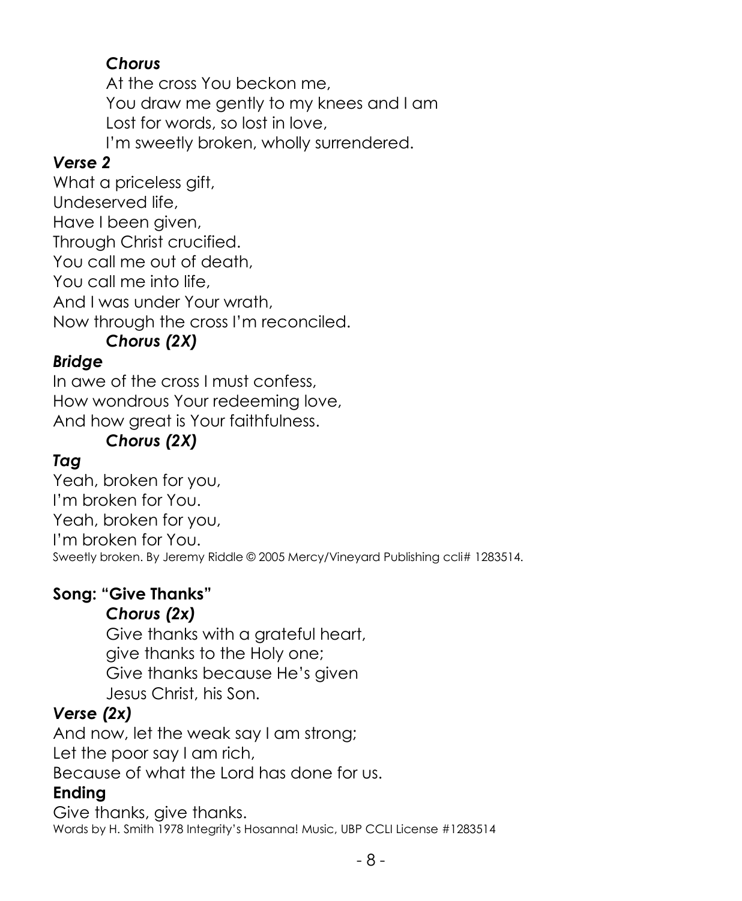*Chorus*

At the cross You beckon me,
You draw me gently to my knees and I am
Lost for words, so lost in love,
I'm sweetly broken, wholly surrendered.

*Verse 2*

What a priceless gift,
Undeserved life,
Have I been given,
Through Christ crucified.
You call me out of death,
You call me into life,
And I was under Your wrath,
Now through the cross I'm reconciled.

*Chorus (2X)*

*Bridge*

In awe of the cross I must confess,
How wondrous Your redeeming love,
And how great is Your faithfulness.

*Chorus (2X)*

*Tag*

Yeah, broken for you,
I'm broken for You.
Yeah, broken for you,
I'm broken for You.

Sweetly broken. By Jeremy Riddle © 2005 Mercy/Vineyard Publishing ccli# 1283514.

**Song: "Give Thanks"**

*Chorus (2x)*

Give thanks with a grateful heart,
give thanks to the Holy one;
Give thanks because He's given
Jesus Christ, his Son.

*Verse (2x)*

And now, let the weak say I am strong;
Let the poor say I am rich,
Because of what the Lord has done for us.

**Ending**

Give thanks, give thanks.

Words by H. Smith 1978 Integrity's Hosanna! Music, UBP CCLI License #1283514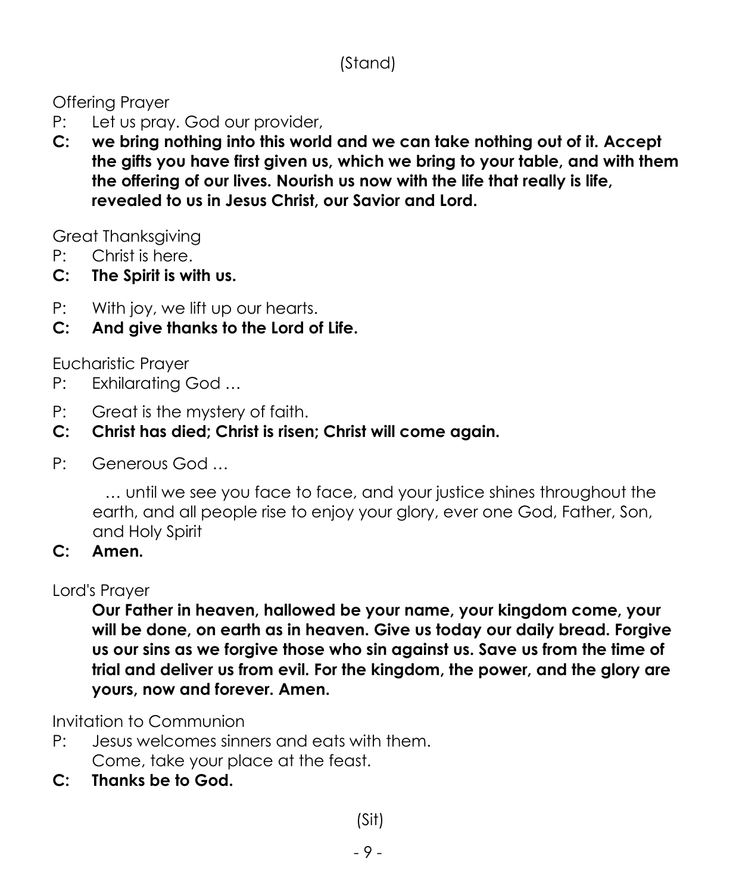(Stand)

Offering Prayer

P: Let us pray. God our provider,

**C: we bring nothing into this world and we can take nothing out of it. Accept the gifts you have first given us, which we bring to your table, and with them the offering of our lives. Nourish us now with the life that really is life, revealed to us in Jesus Christ, our Savior and Lord.**

Great Thanksgiving

P: Christ is here.

**C: The Spirit is with us.**

P: With joy, we lift up our hearts.

**C: And give thanks to the Lord of Life.**

Eucharistic Prayer

P: Exhilarating God …

P: Great is the mystery of faith.

**C: Christ has died; Christ is risen; Christ will come again.**

P: Generous God …

… until we see you face to face, and your justice shines throughout the earth, and all people rise to enjoy your glory, ever one God, Father, Son, and Holy Spirit

**C: Amen.**

Lord's Prayer

**Our Father in heaven, hallowed be your name, your kingdom come, your will be done, on earth as in heaven. Give us today our daily bread. Forgive us our sins as we forgive those who sin against us. Save us from the time of trial and deliver us from evil. For the kingdom, the power, and the glory are yours, now and forever. Amen.**

Invitation to Communion

P: Jesus welcomes sinners and eats with them.
Come, take your place at the feast.

**C: Thanks be to God.**

(Sit)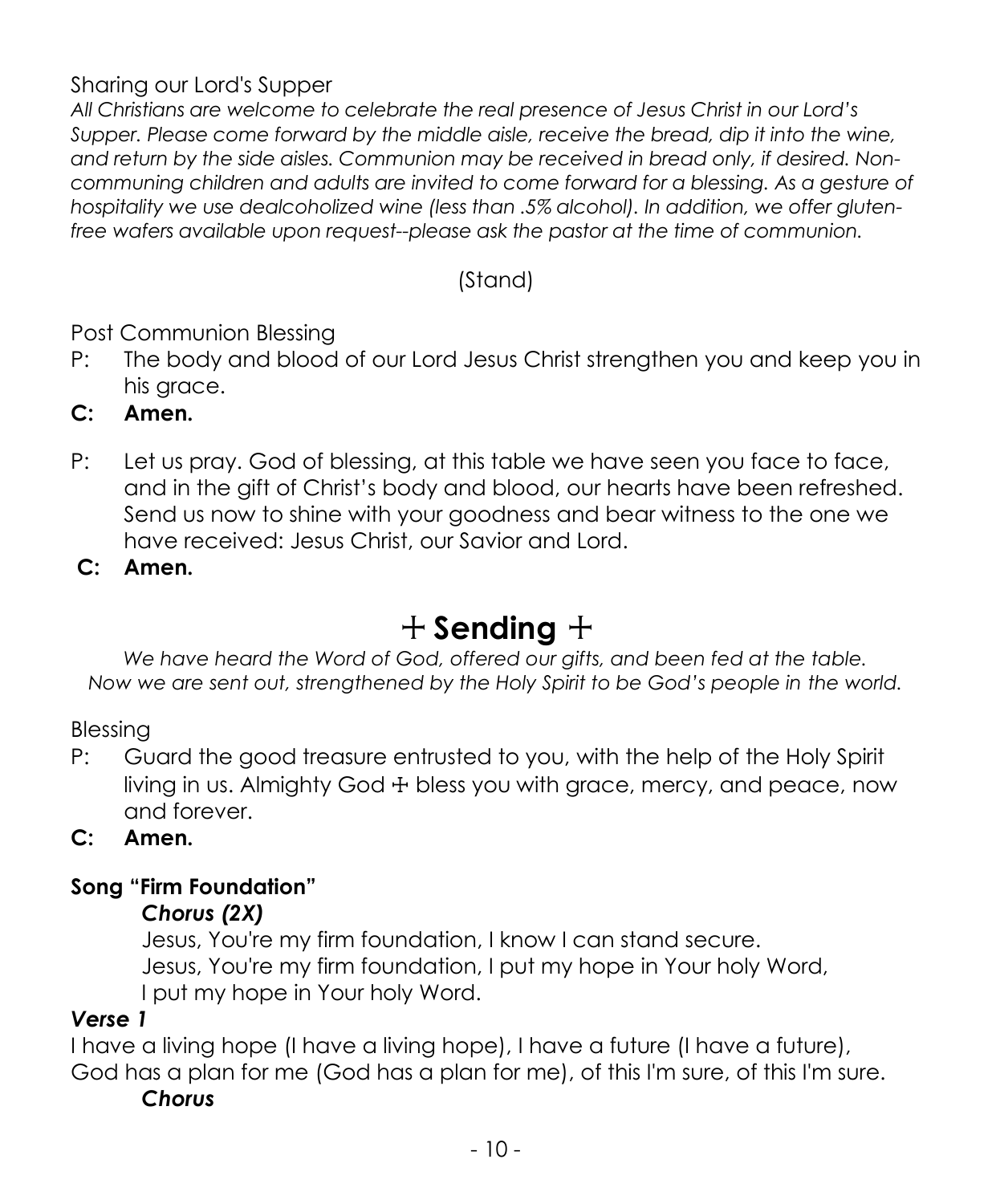Sharing our Lord's Supper

*All Christians are welcome to celebrate the real presence of Jesus Christ in our Lord's Supper. Please come forward by the middle aisle, receive the bread, dip it into the wine, and return by the side aisles. Communion may be received in bread only, if desired. Non-communing children and adults are invited to come forward for a blessing. As a gesture of hospitality we use dealcoholized wine (less than .5% alcohol). In addition, we offer gluten-free wafers available upon request--please ask the pastor at the time of communion.*

(Stand)

Post Communion Blessing

P: The body and blood of our Lord Jesus Christ strengthen you and keep you in his grace.

**C: Amen.**

P: Let us pray. God of blessing, at this table we have seen you face to face, and in the gift of Christ's body and blood, our hearts have been refreshed. Send us now to shine with your goodness and bear witness to the one we have received: Jesus Christ, our Savior and Lord.

**C: Amen.**

# ☩ Sending ☩

*We have heard the Word of God, offered our gifts, and been fed at the table. Now we are sent out, strengthened by the Holy Spirit to be God's people in the world.*

Blessing

P: Guard the good treasure entrusted to you, with the help of the Holy Spirit living in us. Almighty God ☩ bless you with grace, mercy, and peace, now and forever.

**C: Amen.**

**Song "Firm Foundation"**

***Chorus (2X)***

Jesus, You're my firm foundation, I know I can stand secure.
Jesus, You're my firm foundation, I put my hope in Your holy Word,
I put my hope in Your holy Word.

***Verse 1***

I have a living hope (I have a living hope), I have a future (I have a future),
God has a plan for me (God has a plan for me), of this I'm sure, of this I'm sure.

***Chorus***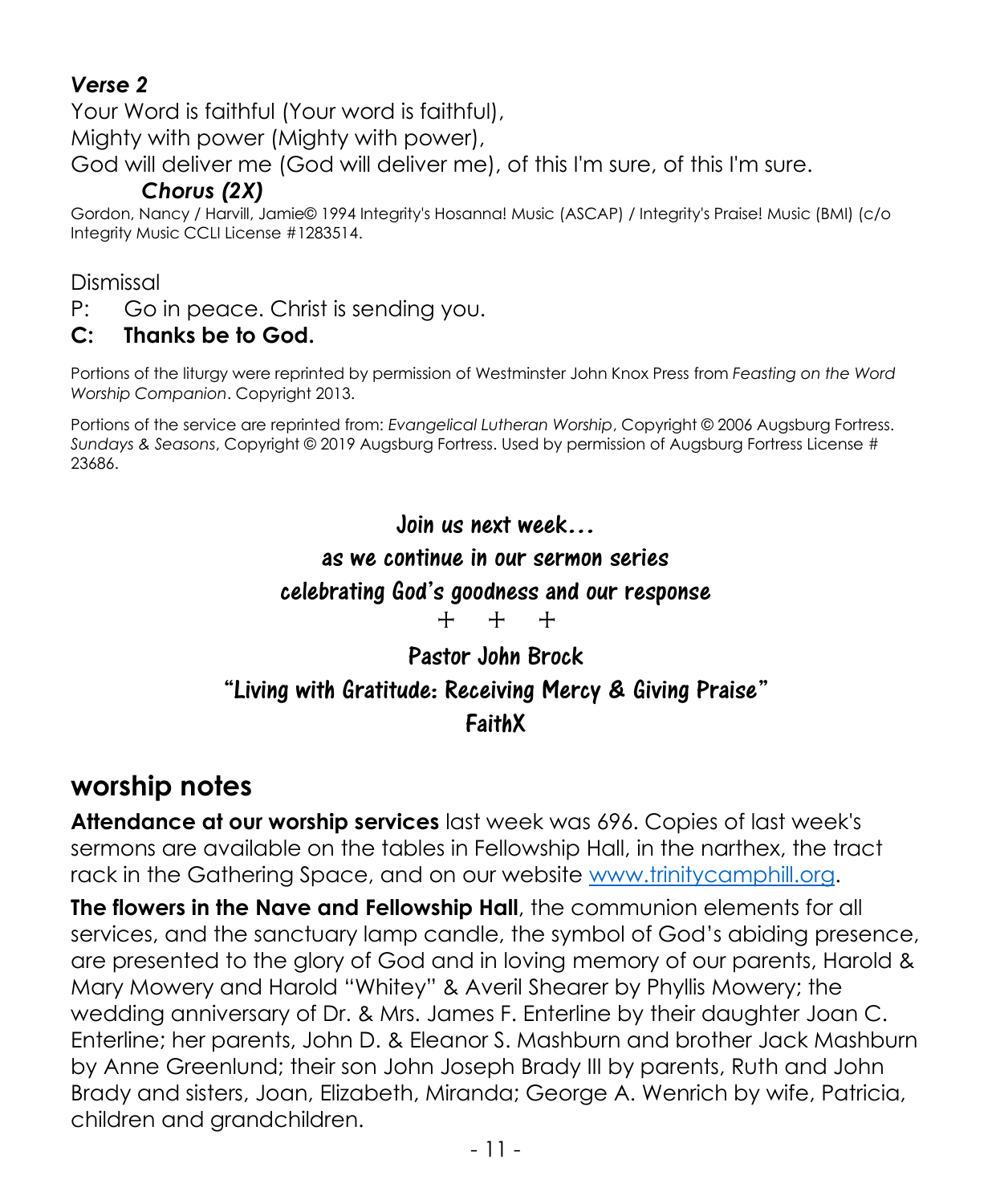***Verse 2***

Your Word is faithful (Your word is faithful),
Mighty with power (Mighty with power),
God will deliver me (God will deliver me), of this I'm sure, of this I'm sure.

***Chorus (2X)***

Gordon, Nancy / Harvill, Jamie© 1994 Integrity's Hosanna! Music (ASCAP) / Integrity's Praise! Music (BMI) (c/o Integrity Music CCLI License #1283514.

Dismissal

P: Go in peace. Christ is sending you.

**C: Thanks be to God.**

Portions of the liturgy were reprinted by permission of Westminster John Knox Press from *Feasting on the Word Worship Companion*. Copyright 2013.

Portions of the service are reprinted from: *Evangelical Lutheran Worship*, Copyright © 2006 Augsburg Fortress. *Sundays & Seasons*, Copyright © 2019 Augsburg Fortress. Used by permission of Augsburg Fortress License # 23686.

**Join us next week…**
**as we continue in our sermon series**
**celebrating God's goodness and our response**

+ + +

**Pastor John Brock**
**"Living with Gratitude: Receiving Mercy & Giving Praise"**
**FaithX**

## worship notes

**Attendance at our worship services** last week was 696. Copies of last week's sermons are available on the tables in Fellowship Hall, in the narthex, the tract rack in the Gathering Space, and on our website www.trinitycamphill.org.

**The flowers in the Nave and Fellowship Hall**, the communion elements for all services, and the sanctuary lamp candle, the symbol of God's abiding presence, are presented to the glory of God and in loving memory of our parents, Harold & Mary Mowery and Harold "Whitey" & Averil Shearer by Phyllis Mowery; the wedding anniversary of Dr. & Mrs. James F. Enterline by their daughter Joan C. Enterline; her parents, John D. & Eleanor S. Mashburn and brother Jack Mashburn by Anne Greenlund; their son John Joseph Brady III by parents, Ruth and John Brady and sisters, Joan, Elizabeth, Miranda; George A. Wenrich by wife, Patricia, children and grandchildren.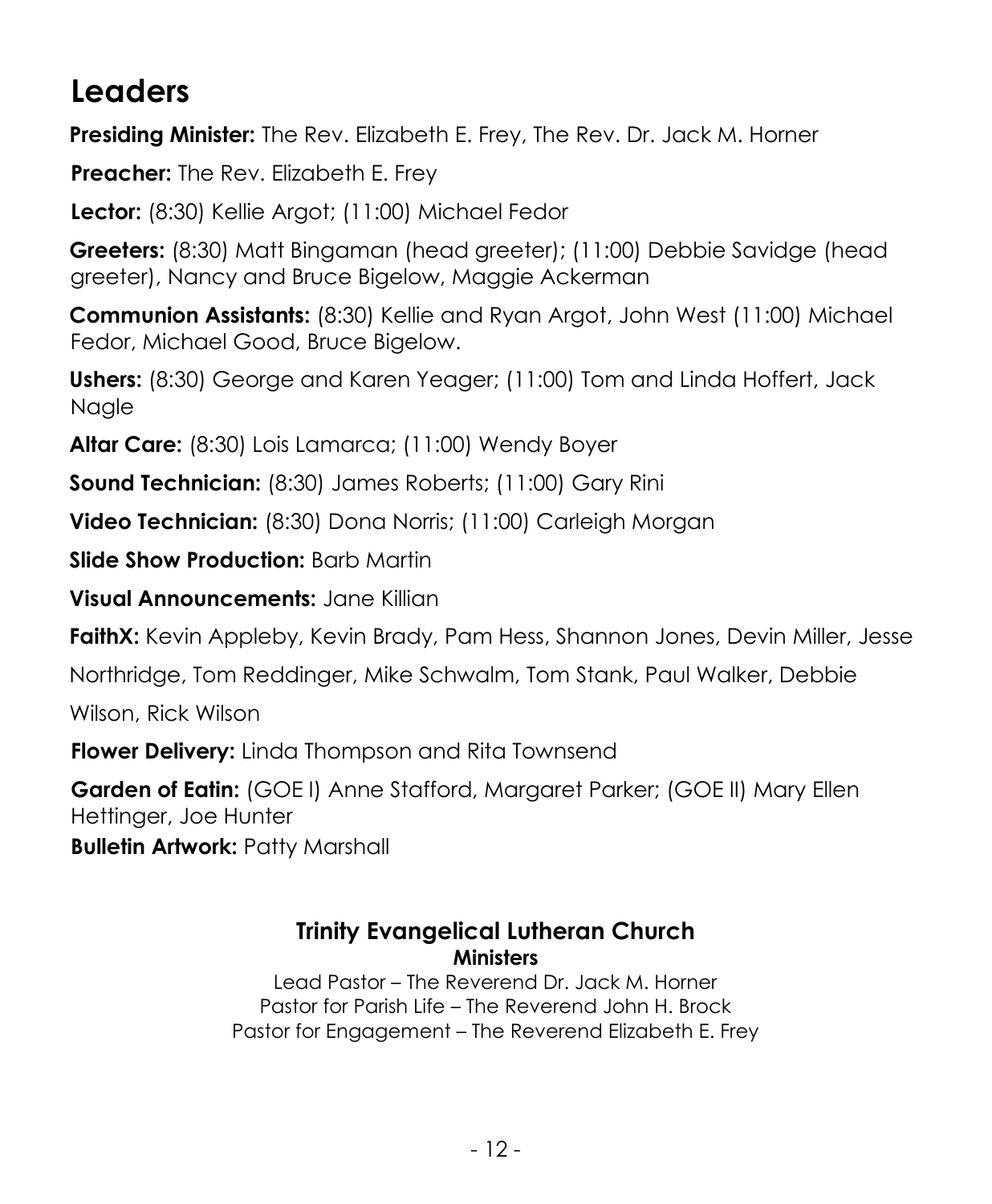# Leaders

**Presiding Minister:** The Rev. Elizabeth E. Frey, The Rev. Dr. Jack M. Horner

**Preacher:** The Rev. Elizabeth E. Frey

**Lector:** (8:30) Kellie Argot; (11:00) Michael Fedor

**Greeters:** (8:30) Matt Bingaman (head greeter); (11:00) Debbie Savidge (head greeter), Nancy and Bruce Bigelow, Maggie Ackerman

**Communion Assistants:** (8:30) Kellie and Ryan Argot, John West (11:00) Michael Fedor, Michael Good, Bruce Bigelow.

**Ushers:** (8:30) George and Karen Yeager; (11:00) Tom and Linda Hoffert, Jack Nagle

**Altar Care:** (8:30) Lois Lamarca; (11:00) Wendy Boyer

**Sound Technician:** (8:30) James Roberts; (11:00) Gary Rini

**Video Technician:** (8:30) Dona Norris; (11:00) Carleigh Morgan

**Slide Show Production:** Barb Martin

**Visual Announcements:** Jane Killian

**FaithX:** Kevin Appleby, Kevin Brady, Pam Hess, Shannon Jones, Devin Miller, Jesse Northridge, Tom Reddinger, Mike Schwalm, Tom Stank, Paul Walker, Debbie Wilson, Rick Wilson

**Flower Delivery:** Linda Thompson and Rita Townsend

**Garden of Eatin:** (GOE I) Anne Stafford, Margaret Parker; (GOE II) Mary Ellen Hettinger, Joe Hunter

**Bulletin Artwork:** Patty Marshall

**Trinity Evangelical Lutheran Church**

**Ministers**

Lead Pastor – The Reverend Dr. Jack M. Horner

Pastor for Parish Life – The Reverend John H. Brock

Pastor for Engagement – The Reverend Elizabeth E. Frey